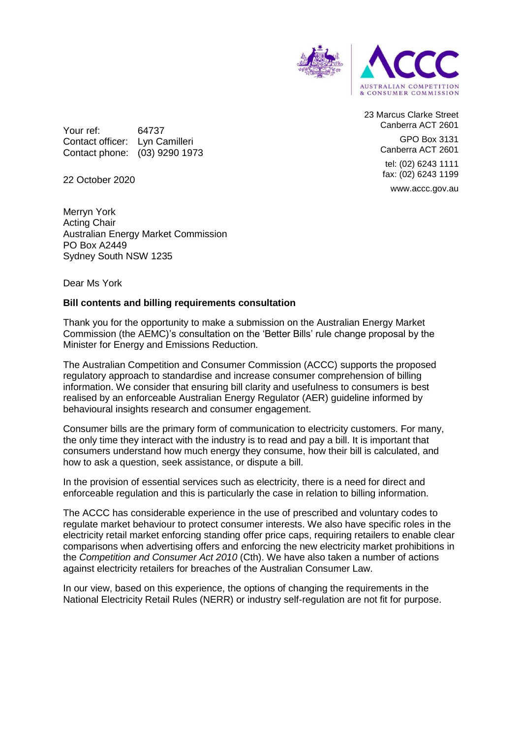23 Marcus Clarke Street
Canberra ACT 2601

GPO Box 3131
Canberra ACT 2601

tel: (02) 6243 1111
fax: (02) 6243 1199

www.accc.gov.au

Your ref: 64737
Contact officer: Lyn Camilleri
Contact phone: (03) 9290 1973

22 October 2020

Merryn York
Acting Chair
Australian Energy Market Commission
PO Box A2449
Sydney South NSW 1235

Dear Ms York

**Bill contents and billing requirements consultation**

Thank you for the opportunity to make a submission on the Australian Energy Market Commission (the AEMC)'s consultation on the 'Better Bills' rule change proposal by the Minister for Energy and Emissions Reduction.

The Australian Competition and Consumer Commission (ACCC) supports the proposed regulatory approach to standardise and increase consumer comprehension of billing information. We consider that ensuring bill clarity and usefulness to consumers is best realised by an enforceable Australian Energy Regulator (AER) guideline informed by behavioural insights research and consumer engagement.

Consumer bills are the primary form of communication to electricity customers. For many, the only time they interact with the industry is to read and pay a bill. It is important that consumers understand how much energy they consume, how their bill is calculated, and how to ask a question, seek assistance, or dispute a bill.

In the provision of essential services such as electricity, there is a need for direct and enforceable regulation and this is particularly the case in relation to billing information.

The ACCC has considerable experience in the use of prescribed and voluntary codes to regulate market behaviour to protect consumer interests. We also have specific roles in the electricity retail market enforcing standing offer price caps, requiring retailers to enable clear comparisons when advertising offers and enforcing the new electricity market prohibitions in the *Competition and Consumer Act 2010* (Cth). We have also taken a number of actions against electricity retailers for breaches of the Australian Consumer Law.

In our view, based on this experience, the options of changing the requirements in the National Electricity Retail Rules (NERR) or industry self-regulation are not fit for purpose.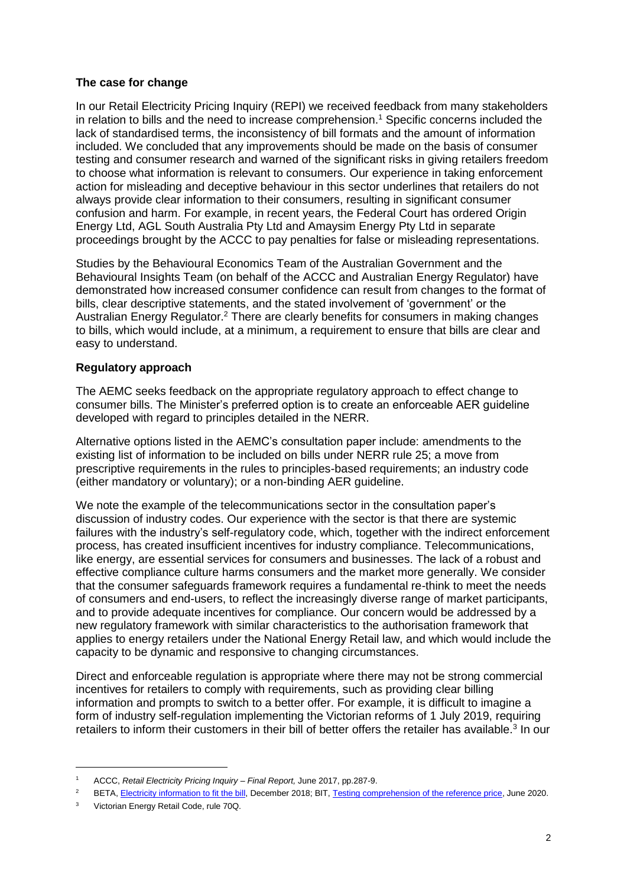**The case for change**

In our Retail Electricity Pricing Inquiry (REPI) we received feedback from many stakeholders in relation to bills and the need to increase comprehension.[1] Specific concerns included the lack of standardised terms, the inconsistency of bill formats and the amount of information included. We concluded that any improvements should be made on the basis of consumer testing and consumer research and warned of the significant risks in giving retailers freedom to choose what information is relevant to consumers. Our experience in taking enforcement action for misleading and deceptive behaviour in this sector underlines that retailers do not always provide clear information to their consumers, resulting in significant consumer confusion and harm. For example, in recent years, the Federal Court has ordered Origin Energy Ltd, AGL South Australia Pty Ltd and Amaysim Energy Pty Ltd in separate proceedings brought by the ACCC to pay penalties for false or misleading representations.

Studies by the Behavioural Economics Team of the Australian Government and the Behavioural Insights Team (on behalf of the ACCC and Australian Energy Regulator) have demonstrated how increased consumer confidence can result from changes to the format of bills, clear descriptive statements, and the stated involvement of 'government' or the Australian Energy Regulator.[2] There are clearly benefits for consumers in making changes to bills, which would include, at a minimum, a requirement to ensure that bills are clear and easy to understand.

**Regulatory approach**

The AEMC seeks feedback on the appropriate regulatory approach to effect change to consumer bills. The Minister's preferred option is to create an enforceable AER guideline developed with regard to principles detailed in the NERR.

Alternative options listed in the AEMC's consultation paper include: amendments to the existing list of information to be included on bills under NERR rule 25; a move from prescriptive requirements in the rules to principles-based requirements; an industry code (either mandatory or voluntary); or a non-binding AER guideline.

We note the example of the telecommunications sector in the consultation paper's discussion of industry codes. Our experience with the sector is that there are systemic failures with the industry's self-regulatory code, which, together with the indirect enforcement process, has created insufficient incentives for industry compliance. Telecommunications, like energy, are essential services for consumers and businesses. The lack of a robust and effective compliance culture harms consumers and the market more generally. We consider that the consumer safeguards framework requires a fundamental re-think to meet the needs of consumers and end-users, to reflect the increasingly diverse range of market participants, and to provide adequate incentives for compliance. Our concern would be addressed by a new regulatory framework with similar characteristics to the authorisation framework that applies to energy retailers under the National Energy Retail law, and which would include the capacity to be dynamic and responsive to changing circumstances.

Direct and enforceable regulation is appropriate where there may not be strong commercial incentives for retailers to comply with requirements, such as providing clear billing information and prompts to switch to a better offer. For example, it is difficult to imagine a form of industry self-regulation implementing the Victorian reforms of 1 July 2019, requiring retailers to inform their customers in their bill of better offers the retailer has available.[3] In our

---

[1] ACCC, *Retail Electricity Pricing Inquiry – Final Report,* June 2017, pp.287-9.

[2] BETA, Electricity information to fit the bill, December 2018; BIT, Testing comprehension of the reference price, June 2020.

[3] Victorian Energy Retail Code, rule 70Q.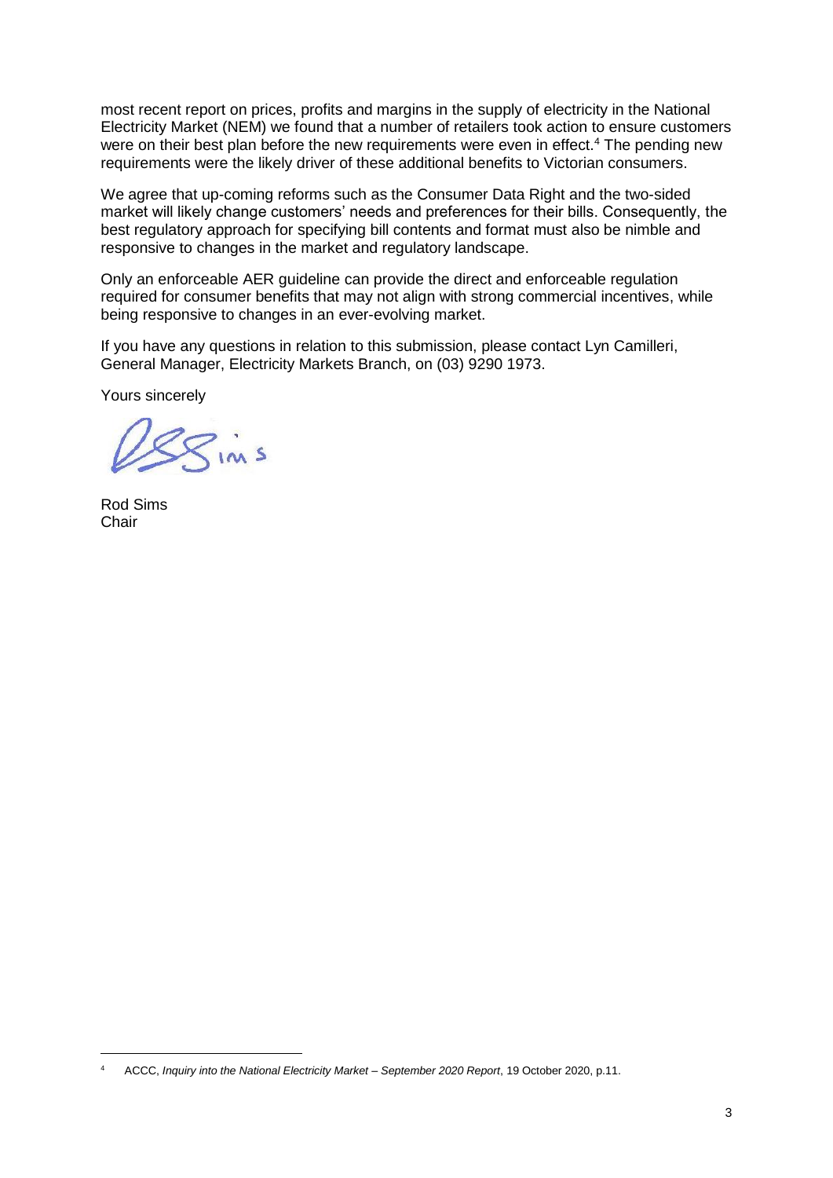most recent report on prices, profits and margins in the supply of electricity in the National Electricity Market (NEM) we found that a number of retailers took action to ensure customers were on their best plan before the new requirements were even in effect.[4] The pending new requirements were the likely driver of these additional benefits to Victorian consumers.

We agree that up-coming reforms such as the Consumer Data Right and the two-sided market will likely change customers' needs and preferences for their bills. Consequently, the best regulatory approach for specifying bill contents and format must also be nimble and responsive to changes in the market and regulatory landscape.

Only an enforceable AER guideline can provide the direct and enforceable regulation required for consumer benefits that may not align with strong commercial incentives, while being responsive to changes in an ever-evolving market.

If you have any questions in relation to this submission, please contact Lyn Camilleri, General Manager, Electricity Markets Branch, on (03) 9290 1973.

Yours sincerely

Rod Sims
Chair

---

[4] ACCC, *Inquiry into the National Electricity Market – September 2020 Report*, 19 October 2020, p.11.